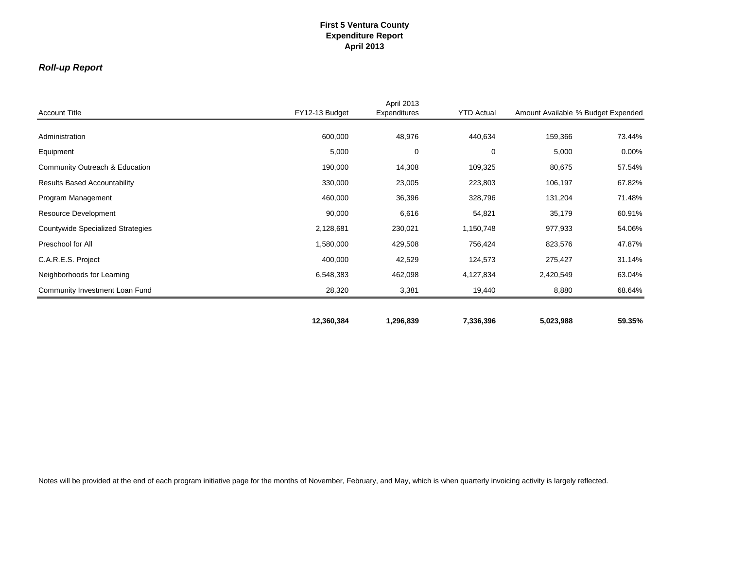**First 5 Ventura County**
**Expenditure Report**
**April 2013**

***Roll-up Report***

| Account Title | FY12-13 Budget | April 2013 Expenditures | YTD Actual | Amount Available | % Budget Expended |
|---|---|---|---|---|---|
| Administration | 600,000 | 48,976 | 440,634 | 159,366 | 73.44% |
| Equipment | 5,000 | 0 | 0 | 5,000 | 0.00% |
| Community Outreach & Education | 190,000 | 14,308 | 109,325 | 80,675 | 57.54% |
| Results Based Accountability | 330,000 | 23,005 | 223,803 | 106,197 | 67.82% |
| Program Management | 460,000 | 36,396 | 328,796 | 131,204 | 71.48% |
| Resource Development | 90,000 | 6,616 | 54,821 | 35,179 | 60.91% |
| Countywide Specialized Strategies | 2,128,681 | 230,021 | 1,150,748 | 977,933 | 54.06% |
| Preschool for All | 1,580,000 | 429,508 | 756,424 | 823,576 | 47.87% |
| C.A.R.E.S. Project | 400,000 | 42,529 | 124,573 | 275,427 | 31.14% |
| Neighborhoods for Learning | 6,548,383 | 462,098 | 4,127,834 | 2,420,549 | 63.04% |
| Community Investment Loan Fund | 28,320 | 3,381 | 19,440 | 8,880 | 68.64% |
| | **12,360,384** | **1,296,839** | **7,336,396** | **5,023,988** | **59.35%** |

Notes will be provided at the end of each program initiative page for the months of November, February, and May, which is when quarterly invoicing activity is largely reflected.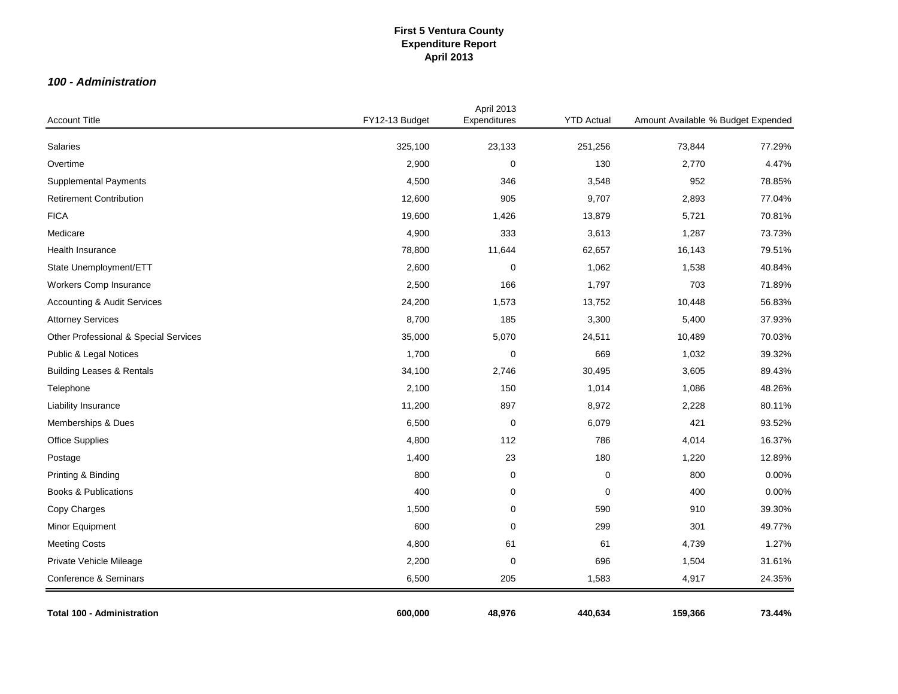**First 5 Ventura County**
**Expenditure Report**
**April 2013**

### *100 - Administration*

| Account Title | FY12-13 Budget | April 2013 Expenditures | YTD Actual | Amount Available | % Budget Expended |
|---|---|---|---|---|---|
| Salaries | 325,100 | 23,133 | 251,256 | 73,844 | 77.29% |
| Overtime | 2,900 | 0 | 130 | 2,770 | 4.47% |
| Supplemental Payments | 4,500 | 346 | 3,548 | 952 | 78.85% |
| Retirement Contribution | 12,600 | 905 | 9,707 | 2,893 | 77.04% |
| FICA | 19,600 | 1,426 | 13,879 | 5,721 | 70.81% |
| Medicare | 4,900 | 333 | 3,613 | 1,287 | 73.73% |
| Health Insurance | 78,800 | 11,644 | 62,657 | 16,143 | 79.51% |
| State Unemployment/ETT | 2,600 | 0 | 1,062 | 1,538 | 40.84% |
| Workers Comp Insurance | 2,500 | 166 | 1,797 | 703 | 71.89% |
| Accounting & Audit Services | 24,200 | 1,573 | 13,752 | 10,448 | 56.83% |
| Attorney Services | 8,700 | 185 | 3,300 | 5,400 | 37.93% |
| Other Professional & Special Services | 35,000 | 5,070 | 24,511 | 10,489 | 70.03% |
| Public & Legal Notices | 1,700 | 0 | 669 | 1,032 | 39.32% |
| Building Leases & Rentals | 34,100 | 2,746 | 30,495 | 3,605 | 89.43% |
| Telephone | 2,100 | 150 | 1,014 | 1,086 | 48.26% |
| Liability Insurance | 11,200 | 897 | 8,972 | 2,228 | 80.11% |
| Memberships & Dues | 6,500 | 0 | 6,079 | 421 | 93.52% |
| Office Supplies | 4,800 | 112 | 786 | 4,014 | 16.37% |
| Postage | 1,400 | 23 | 180 | 1,220 | 12.89% |
| Printing & Binding | 800 | 0 | 0 | 800 | 0.00% |
| Books & Publications | 400 | 0 | 0 | 400 | 0.00% |
| Copy Charges | 1,500 | 0 | 590 | 910 | 39.30% |
| Minor Equipment | 600 | 0 | 299 | 301 | 49.77% |
| Meeting Costs | 4,800 | 61 | 61 | 4,739 | 1.27% |
| Private Vehicle Mileage | 2,200 | 0 | 696 | 1,504 | 31.61% |
| Conference & Seminars | 6,500 | 205 | 1,583 | 4,917 | 24.35% |
| **Total 100 - Administration** | **600,000** | **48,976** | **440,634** | **159,366** | **73.44%** |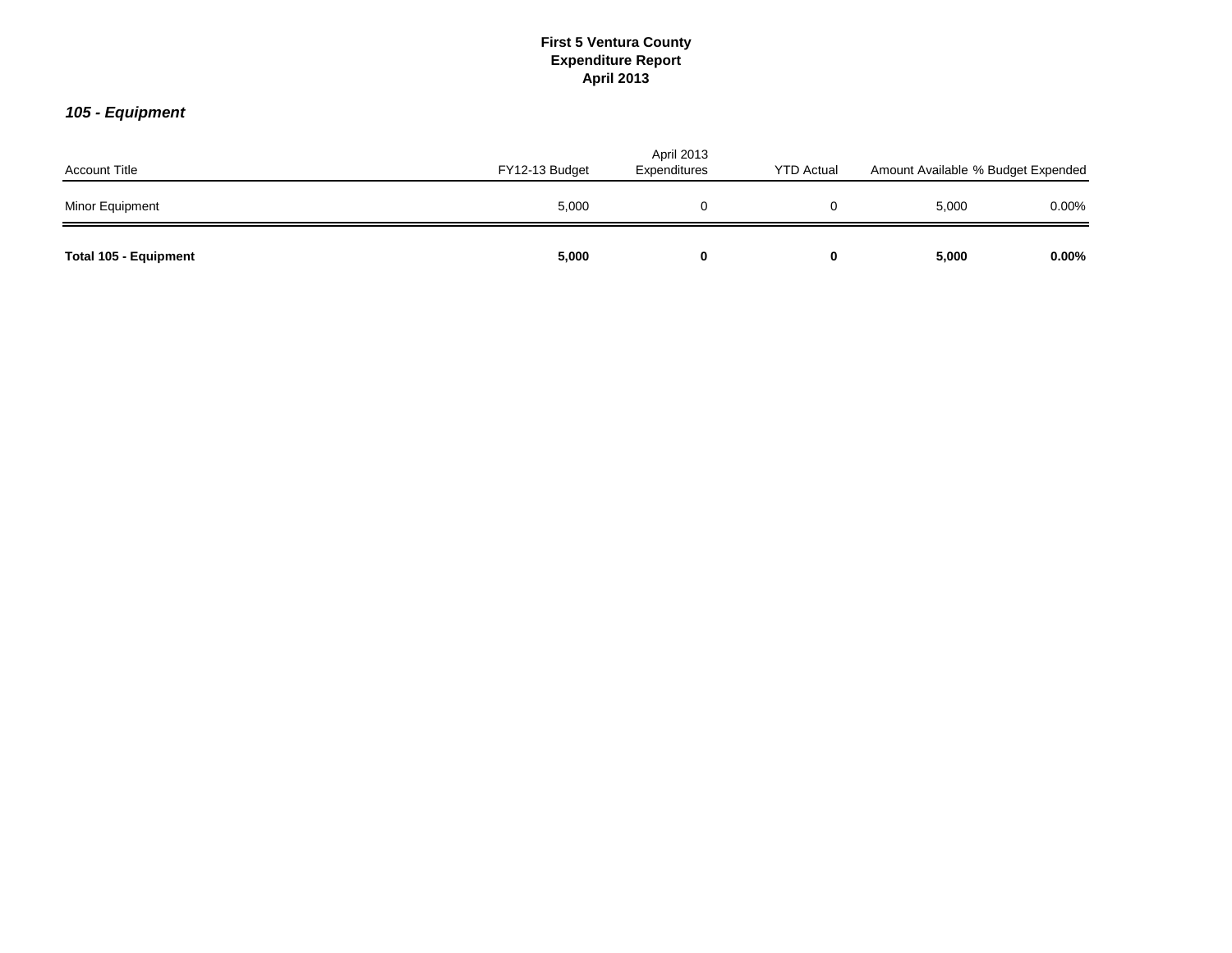# First 5 Ventura County
## Expenditure Report
## April 2013

### *105 - Equipment*

| Account Title | FY12-13 Budget | April 2013 Expenditures | YTD Actual | Amount Available | % Budget Expended |
|---|---|---|---|---|---|
| Minor Equipment | 5,000 | 0 | 0 | 5,000 | 0.00% |
| **Total 105 - Equipment** | **5,000** | **0** | **0** | **5,000** | **0.00%** |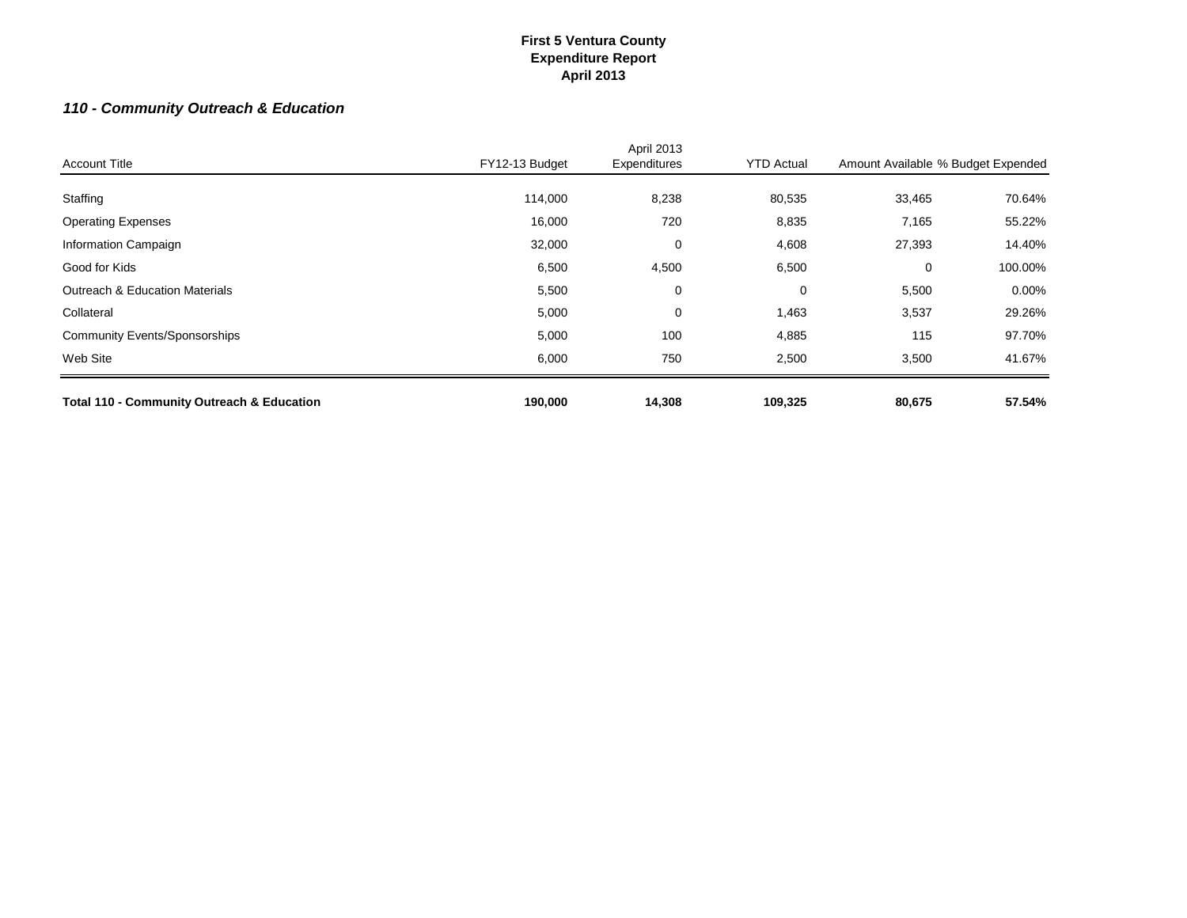**First 5 Ventura County**
**Expenditure Report**
**April 2013**

### *110 - Community Outreach & Education*

| Account Title | FY12-13 Budget | April 2013 Expenditures | YTD Actual | Amount Available | % Budget Expended |
|---|---|---|---|---|---|
| Staffing | 114,000 | 8,238 | 80,535 | 33,465 | 70.64% |
| Operating Expenses | 16,000 | 720 | 8,835 | 7,165 | 55.22% |
| Information Campaign | 32,000 | 0 | 4,608 | 27,393 | 14.40% |
| Good for Kids | 6,500 | 4,500 | 6,500 | 0 | 100.00% |
| Outreach & Education Materials | 5,500 | 0 | 0 | 5,500 | 0.00% |
| Collateral | 5,000 | 0 | 1,463 | 3,537 | 29.26% |
| Community Events/Sponsorships | 5,000 | 100 | 4,885 | 115 | 97.70% |
| Web Site | 6,000 | 750 | 2,500 | 3,500 | 41.67% |
| **Total 110 - Community Outreach & Education** | **190,000** | **14,308** | **109,325** | **80,675** | **57.54%** |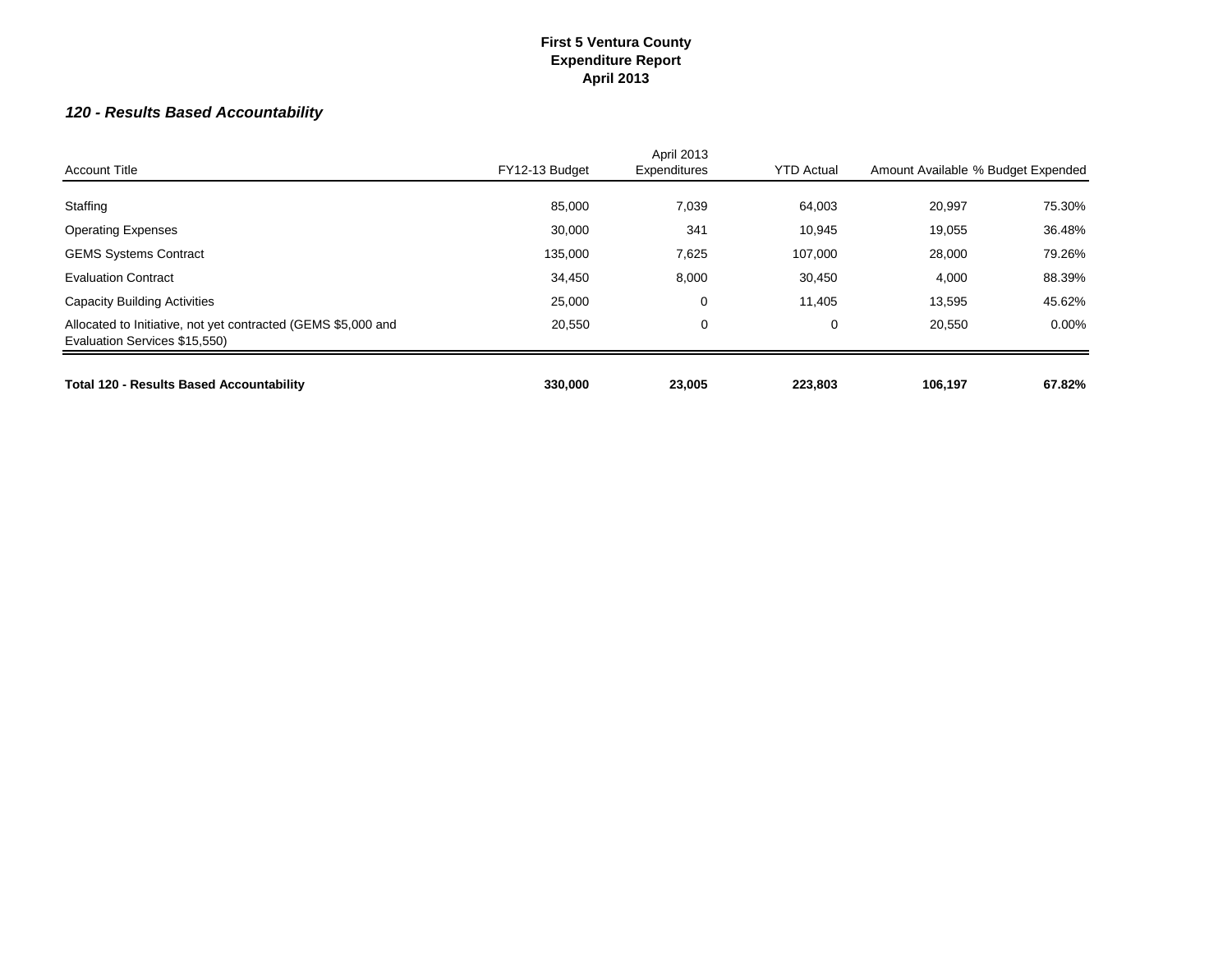**First 5 Ventura County**
**Expenditure Report**
**April 2013**

### *120 - Results Based Accountability*

| Account Title | FY12-13 Budget | April 2013 Expenditures | YTD Actual | Amount Available | % Budget Expended |
|---|---|---|---|---|---|
| Staffing | 85,000 | 7,039 | 64,003 | 20,997 | 75.30% |
| Operating Expenses | 30,000 | 341 | 10,945 | 19,055 | 36.48% |
| GEMS Systems Contract | 135,000 | 7,625 | 107,000 | 28,000 | 79.26% |
| Evaluation Contract | 34,450 | 8,000 | 30,450 | 4,000 | 88.39% |
| Capacity Building Activities | 25,000 | 0 | 11,405 | 13,595 | 45.62% |
| Allocated to Initiative, not yet contracted (GEMS $5,000 and Evaluation Services $15,550) | 20,550 | 0 | 0 | 20,550 | 0.00% |
| **Total 120 - Results Based Accountability** | **330,000** | **23,005** | **223,803** | **106,197** | **67.82%** |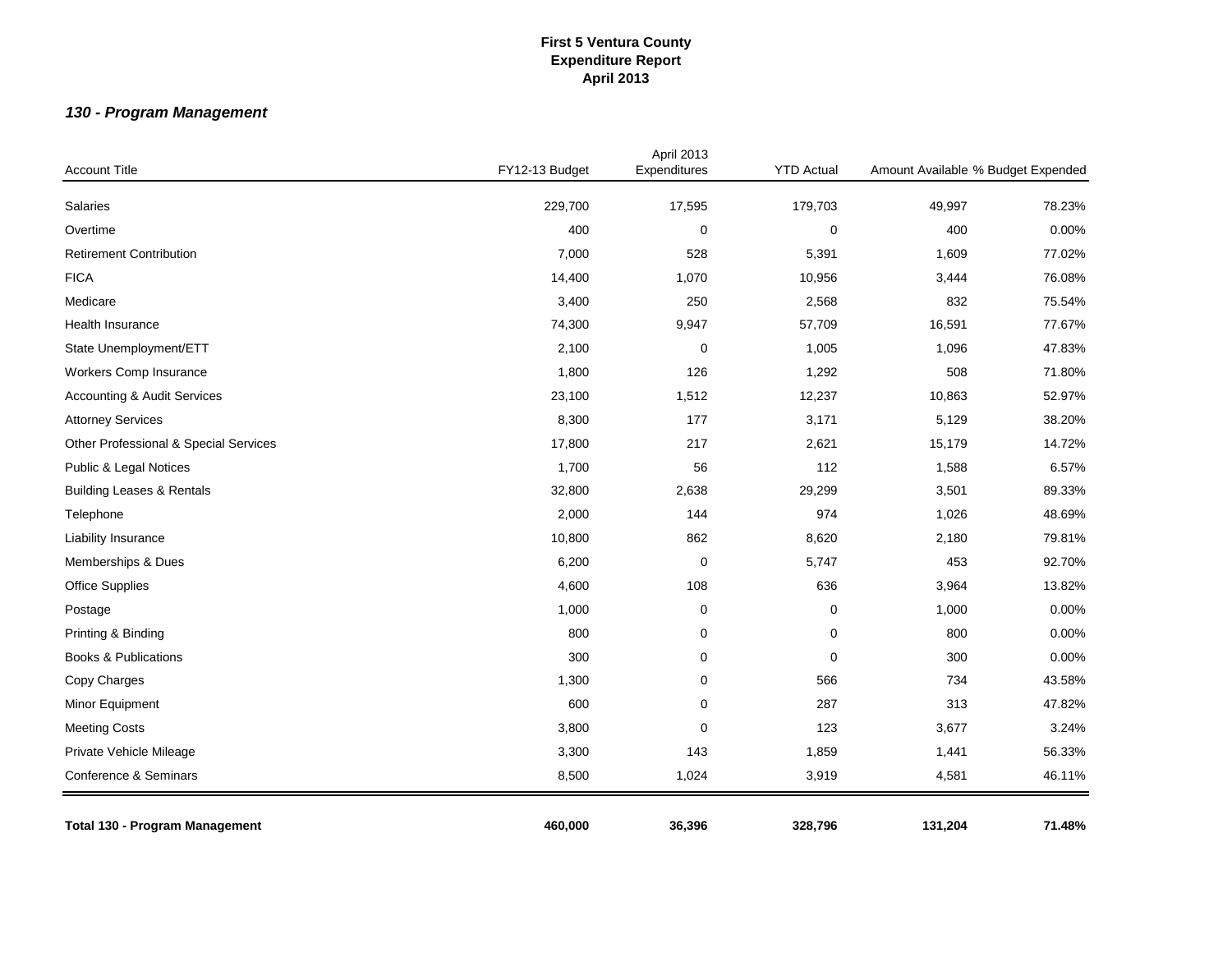**First 5 Ventura County**
**Expenditure Report**
**April 2013**

### *130 - Program Management*

| Account Title | FY12-13 Budget | April 2013 Expenditures | YTD Actual | Amount Available | % Budget Expended |
|---|---|---|---|---|---|
| Salaries | 229,700 | 17,595 | 179,703 | 49,997 | 78.23% |
| Overtime | 400 | 0 | 0 | 400 | 0.00% |
| Retirement Contribution | 7,000 | 528 | 5,391 | 1,609 | 77.02% |
| FICA | 14,400 | 1,070 | 10,956 | 3,444 | 76.08% |
| Medicare | 3,400 | 250 | 2,568 | 832 | 75.54% |
| Health Insurance | 74,300 | 9,947 | 57,709 | 16,591 | 77.67% |
| State Unemployment/ETT | 2,100 | 0 | 1,005 | 1,096 | 47.83% |
| Workers Comp Insurance | 1,800 | 126 | 1,292 | 508 | 71.80% |
| Accounting & Audit Services | 23,100 | 1,512 | 12,237 | 10,863 | 52.97% |
| Attorney Services | 8,300 | 177 | 3,171 | 5,129 | 38.20% |
| Other Professional & Special Services | 17,800 | 217 | 2,621 | 15,179 | 14.72% |
| Public & Legal Notices | 1,700 | 56 | 112 | 1,588 | 6.57% |
| Building Leases & Rentals | 32,800 | 2,638 | 29,299 | 3,501 | 89.33% |
| Telephone | 2,000 | 144 | 974 | 1,026 | 48.69% |
| Liability Insurance | 10,800 | 862 | 8,620 | 2,180 | 79.81% |
| Memberships & Dues | 6,200 | 0 | 5,747 | 453 | 92.70% |
| Office Supplies | 4,600 | 108 | 636 | 3,964 | 13.82% |
| Postage | 1,000 | 0 | 0 | 1,000 | 0.00% |
| Printing & Binding | 800 | 0 | 0 | 800 | 0.00% |
| Books & Publications | 300 | 0 | 0 | 300 | 0.00% |
| Copy Charges | 1,300 | 0 | 566 | 734 | 43.58% |
| Minor Equipment | 600 | 0 | 287 | 313 | 47.82% |
| Meeting Costs | 3,800 | 0 | 123 | 3,677 | 3.24% |
| Private Vehicle Mileage | 3,300 | 143 | 1,859 | 1,441 | 56.33% |
| Conference & Seminars | 8,500 | 1,024 | 3,919 | 4,581 | 46.11% |
| **Total 130 - Program Management** | **460,000** | **36,396** | **328,796** | **131,204** | **71.48%** |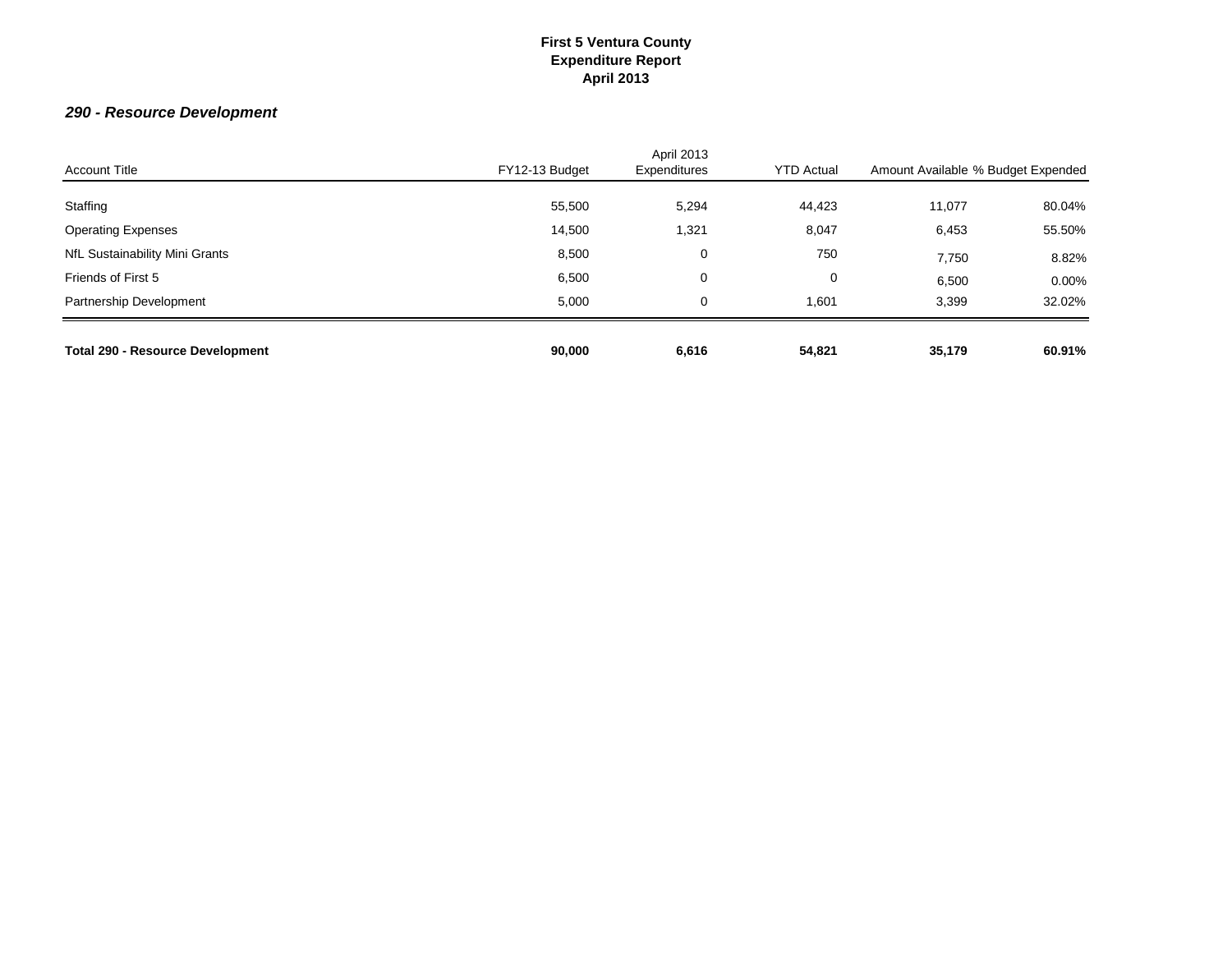**First 5 Ventura County**
**Expenditure Report**
**April 2013**

### *290 - Resource Development*

| Account Title | FY12-13 Budget | April 2013 Expenditures | YTD Actual | Amount Available | % Budget Expended |
|---|---|---|---|---|---|
| Staffing | 55,500 | 5,294 | 44,423 | 11,077 | 80.04% |
| Operating Expenses | 14,500 | 1,321 | 8,047 | 6,453 | 55.50% |
| NfL Sustainability Mini Grants | 8,500 | 0 | 750 | 7,750 | 8.82% |
| Friends of First 5 | 6,500 | 0 | 0 | 6,500 | 0.00% |
| Partnership Development | 5,000 | 0 | 1,601 | 3,399 | 32.02% |
| **Total 290 - Resource Development** | **90,000** | **6,616** | **54,821** | **35,179** | **60.91%** |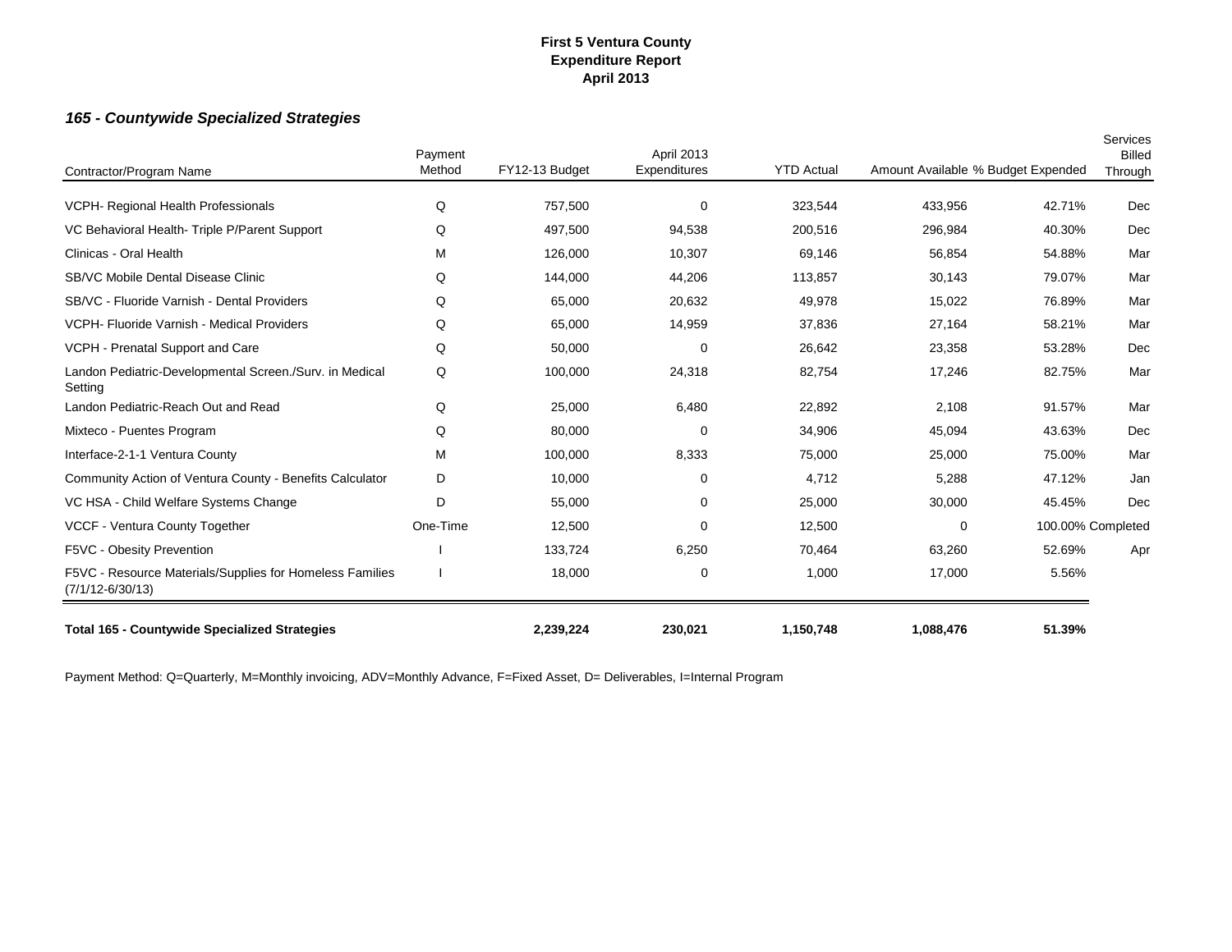**First 5 Ventura County**
**Expenditure Report**
**April 2013**

### *165 - Countywide Specialized Strategies*

| Contractor/Program Name | Payment Method | FY12-13 Budget | April 2013 Expenditures | YTD Actual | Amount Available | % Budget Expended | Services Billed Through |
|---|---|---|---|---|---|---|---|
| VCPH- Regional Health Professionals | Q | 757,500 | 0 | 323,544 | 433,956 | 42.71% | Dec |
| VC Behavioral Health- Triple P/Parent Support | Q | 497,500 | 94,538 | 200,516 | 296,984 | 40.30% | Dec |
| Clinicas - Oral Health | M | 126,000 | 10,307 | 69,146 | 56,854 | 54.88% | Mar |
| SB/VC Mobile Dental Disease Clinic | Q | 144,000 | 44,206 | 113,857 | 30,143 | 79.07% | Mar |
| SB/VC - Fluoride Varnish - Dental Providers | Q | 65,000 | 20,632 | 49,978 | 15,022 | 76.89% | Mar |
| VCPH- Fluoride Varnish - Medical Providers | Q | 65,000 | 14,959 | 37,836 | 27,164 | 58.21% | Mar |
| VCPH - Prenatal Support and Care | Q | 50,000 | 0 | 26,642 | 23,358 | 53.28% | Dec |
| Landon Pediatric-Developmental Screen./Surv. in Medical Setting | Q | 100,000 | 24,318 | 82,754 | 17,246 | 82.75% | Mar |
| Landon Pediatric-Reach Out and Read | Q | 25,000 | 6,480 | 22,892 | 2,108 | 91.57% | Mar |
| Mixteco - Puentes Program | Q | 80,000 | 0 | 34,906 | 45,094 | 43.63% | Dec |
| Interface-2-1-1 Ventura County | M | 100,000 | 8,333 | 75,000 | 25,000 | 75.00% | Mar |
| Community Action of Ventura County - Benefits Calculator | D | 10,000 | 0 | 4,712 | 5,288 | 47.12% | Jan |
| VC HSA - Child Welfare Systems Change | D | 55,000 | 0 | 25,000 | 30,000 | 45.45% | Dec |
| VCCF - Ventura County Together | One-Time | 12,500 | 0 | 12,500 | 0 | 100.00% | Completed |
| F5VC - Obesity Prevention | I | 133,724 | 6,250 | 70,464 | 63,260 | 52.69% | Apr |
| F5VC - Resource Materials/Supplies for Homeless Families (7/1/12-6/30/13) | I | 18,000 | 0 | 1,000 | 17,000 | 5.56% | |
| **Total 165 - Countywide Specialized Strategies** | | **2,239,224** | **230,021** | **1,150,748** | **1,088,476** | **51.39%** | |

Payment Method: Q=Quarterly, M=Monthly invoicing, ADV=Monthly Advance, F=Fixed Asset, D= Deliverables, I=Internal Program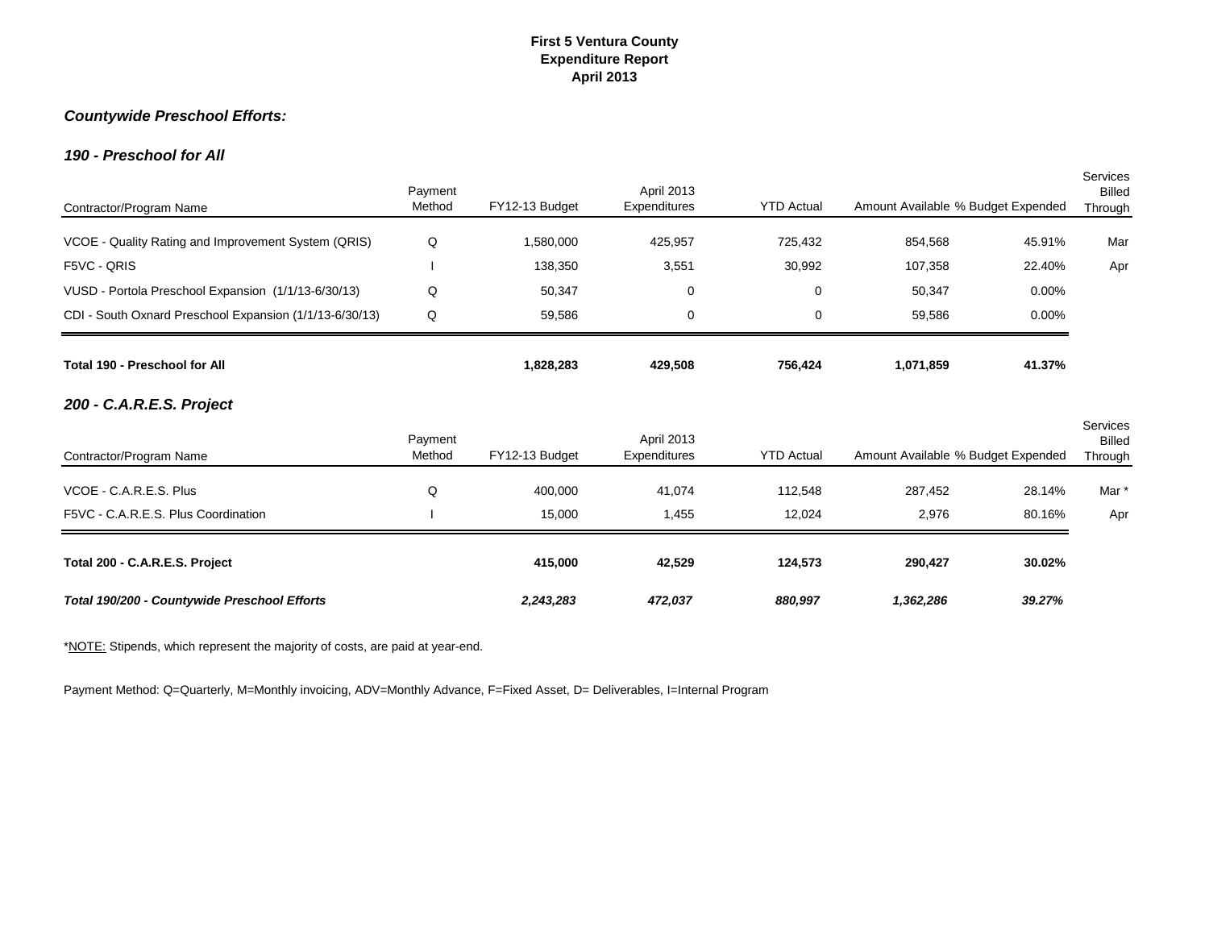# First 5 Ventura County
## Expenditure Report
## April 2013

### *Countywide Preschool Efforts:*

#### *190 - Preschool for All*

| Contractor/Program Name | Payment Method | FY12-13 Budget | April 2013 Expenditures | YTD Actual | Amount Available | % Budget Expended | Services Billed Through |
|---|---|---|---|---|---|---|---|
| VCOE - Quality Rating and Improvement System (QRIS) | Q | 1,580,000 | 425,957 | 725,432 | 854,568 | 45.91% | Mar |
| F5VC - QRIS | I | 138,350 | 3,551 | 30,992 | 107,358 | 22.40% | Apr |
| VUSD - Portola Preschool Expansion (1/1/13-6/30/13) | Q | 50,347 | 0 | 0 | 50,347 | 0.00% | |
| CDI - South Oxnard Preschool Expansion (1/1/13-6/30/13) | Q | 59,586 | 0 | 0 | 59,586 | 0.00% | |
| **Total 190 - Preschool for All** | | **1,828,283** | **429,508** | **756,424** | **1,071,859** | **41.37%** | |

#### *200 - C.A.R.E.S. Project*

| Contractor/Program Name | Payment Method | FY12-13 Budget | April 2013 Expenditures | YTD Actual | Amount Available | % Budget Expended | Services Billed Through |
|---|---|---|---|---|---|---|---|
| VCOE - C.A.R.E.S. Plus | Q | 400,000 | 41,074 | 112,548 | 287,452 | 28.14% | Mar * |
| F5VC - C.A.R.E.S. Plus Coordination | I | 15,000 | 1,455 | 12,024 | 2,976 | 80.16% | Apr |
| **Total 200 - C.A.R.E.S. Project** | | **415,000** | **42,529** | **124,573** | **290,427** | **30.02%** | |
| ***Total 190/200 - Countywide Preschool Efforts*** | | ***2,243,283*** | ***472,037*** | ***880,997*** | ***1,362,286*** | ***39.27%*** | |

*NOTE: Stipends, which represent the majority of costs, are paid at year-end.

Payment Method: Q=Quarterly, M=Monthly invoicing, ADV=Monthly Advance, F=Fixed Asset, D= Deliverables, I=Internal Program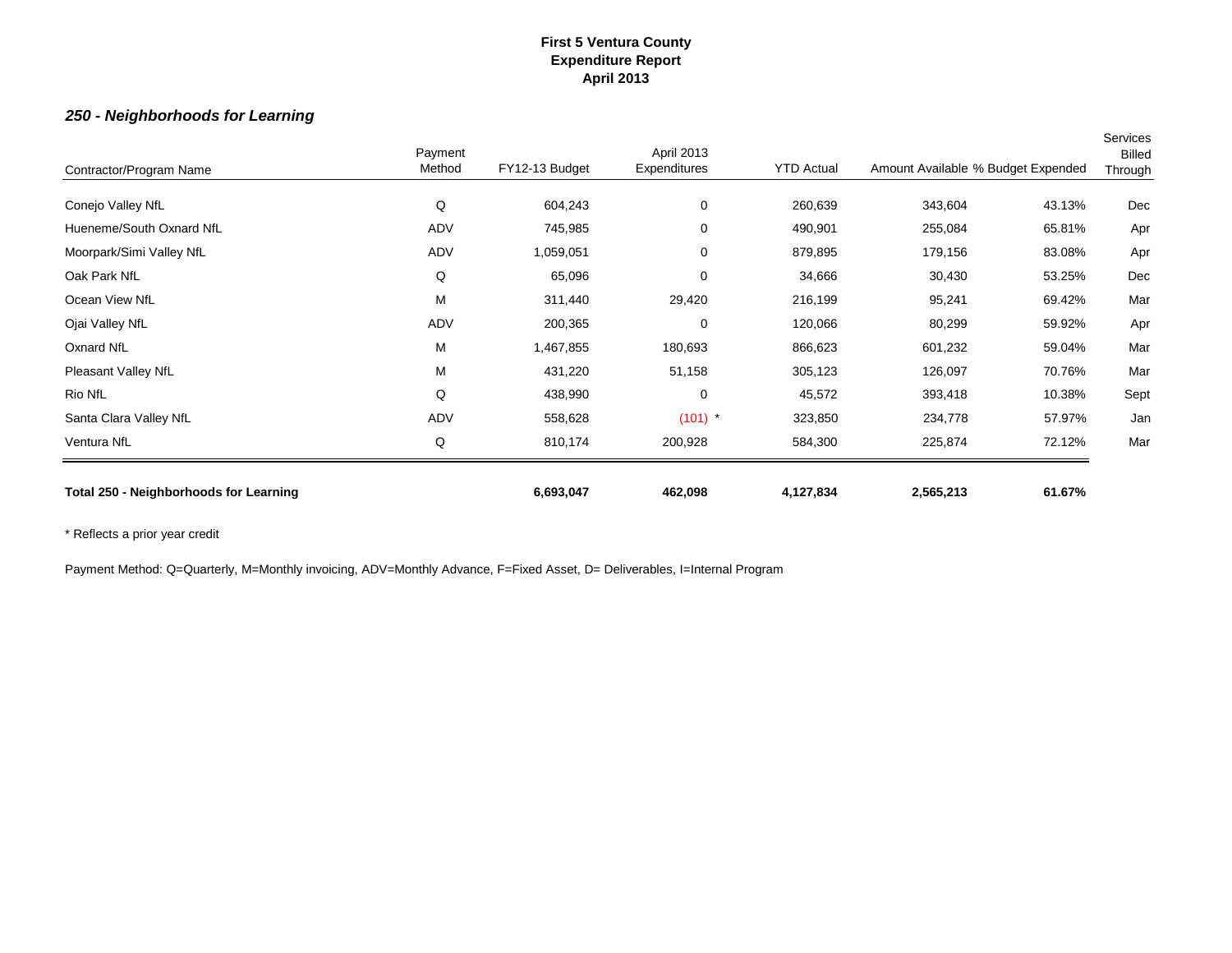**First 5 Ventura County**
**Expenditure Report**
**April 2013**

### *250 - Neighborhoods for Learning*

| Contractor/Program Name | Payment Method | FY12-13 Budget | April 2013 Expenditures | YTD Actual | Amount Available | % Budget Expended | Services Billed Through |
|---|---|---|---|---|---|---|---|
| Conejo Valley NfL | Q | 604,243 | 0 | 260,639 | 343,604 | 43.13% | Dec |
| Hueneme/South Oxnard NfL | ADV | 745,985 | 0 | 490,901 | 255,084 | 65.81% | Apr |
| Moorpark/Simi Valley NfL | ADV | 1,059,051 | 0 | 879,895 | 179,156 | 83.08% | Apr |
| Oak Park NfL | Q | 65,096 | 0 | 34,666 | 30,430 | 53.25% | Dec |
| Ocean View NfL | M | 311,440 | 29,420 | 216,199 | 95,241 | 69.42% | Mar |
| Ojai Valley NfL | ADV | 200,365 | 0 | 120,066 | 80,299 | 59.92% | Apr |
| Oxnard NfL | M | 1,467,855 | 180,693 | 866,623 | 601,232 | 59.04% | Mar |
| Pleasant Valley NfL | M | 431,220 | 51,158 | 305,123 | 126,097 | 70.76% | Mar |
| Rio NfL | Q | 438,990 | 0 | 45,572 | 393,418 | 10.38% | Sept |
| Santa Clara Valley NfL | ADV | 558,628 | (101) * | 323,850 | 234,778 | 57.97% | Jan |
| Ventura NfL | Q | 810,174 | 200,928 | 584,300 | 225,874 | 72.12% | Mar |
| **Total 250 - Neighborhoods for Learning** | | **6,693,047** | **462,098** | **4,127,834** | **2,565,213** | **61.67%** | |

* Reflects a prior year credit

Payment Method: Q=Quarterly, M=Monthly invoicing, ADV=Monthly Advance, F=Fixed Asset, D= Deliverables, I=Internal Program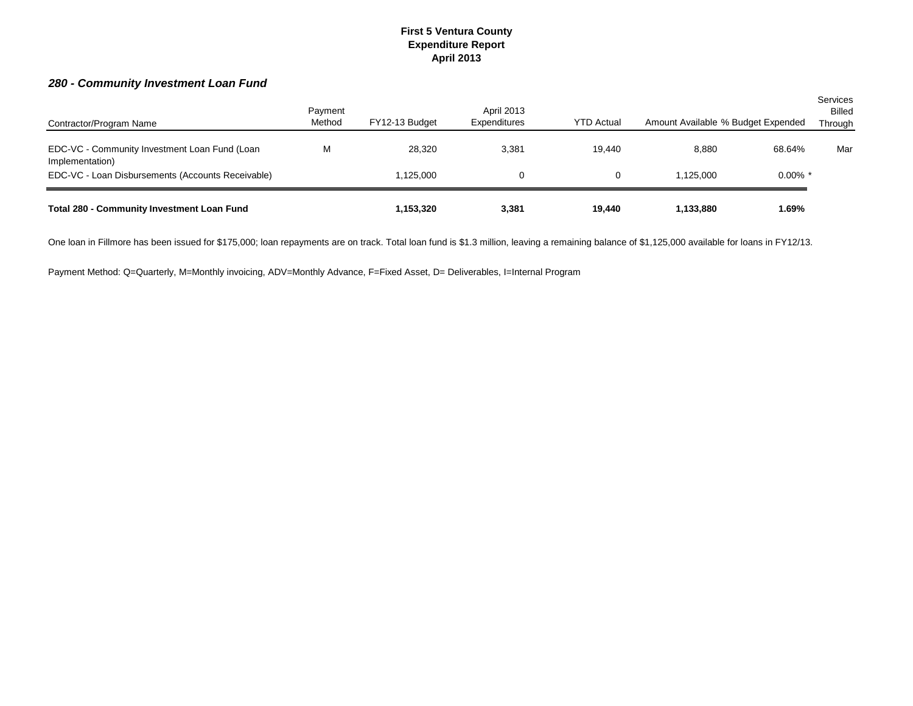**First 5 Ventura County**
**Expenditure Report**
**April 2013**

### *280 - Community Investment Loan Fund*

| Contractor/Program Name | Payment Method | FY12-13 Budget | April 2013 Expenditures | YTD Actual | Amount Available | % Budget Expended | Services Billed Through |
|---|---|---|---|---|---|---|---|
| EDC-VC - Community Investment Loan Fund (Loan Implementation) | M | 28,320 | 3,381 | 19,440 | 8,880 | 68.64% | Mar |
| EDC-VC - Loan Disbursements (Accounts Receivable) | | 1,125,000 | 0 | 0 | 1,125,000 | 0.00% * | |
| **Total 280 - Community Investment Loan Fund** | | **1,153,320** | **3,381** | **19,440** | **1,133,880** | **1.69%** | |

One loan in Fillmore has been issued for $175,000; loan repayments are on track. Total loan fund is $1.3 million, leaving a remaining balance of $1,125,000 available for loans in FY12/13.

Payment Method: Q=Quarterly, M=Monthly invoicing, ADV=Monthly Advance, F=Fixed Asset, D= Deliverables, I=Internal Program